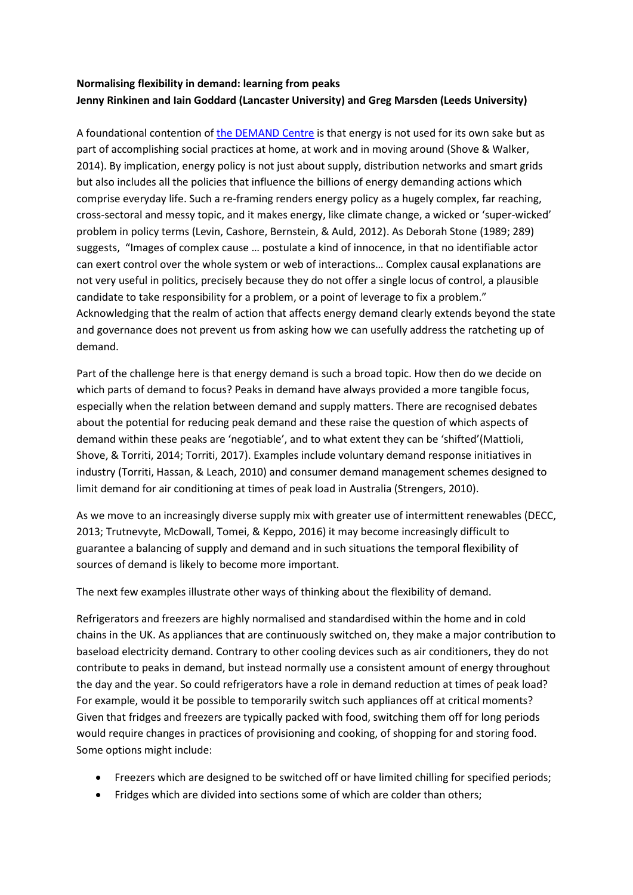**Normalising flexibility in demand: learning from peaks**
**Jenny Rinkinen and Iain Goddard (Lancaster University) and Greg Marsden (Leeds University)**

A foundational contention of [the DEMAND Centre](#) is that energy is not used for its own sake but as part of accomplishing social practices at home, at work and in moving around (Shove & Walker, 2014). By implication, energy policy is not just about supply, distribution networks and smart grids but also includes all the policies that influence the billions of energy demanding actions which comprise everyday life. Such a re-framing renders energy policy as a hugely complex, far reaching, cross-sectoral and messy topic, and it makes energy, like climate change, a wicked or 'super-wicked' problem in policy terms (Levin, Cashore, Bernstein, & Auld, 2012). As Deborah Stone (1989; 289) suggests, "Images of complex cause … postulate a kind of innocence, in that no identifiable actor can exert control over the whole system or web of interactions… Complex causal explanations are not very useful in politics, precisely because they do not offer a single locus of control, a plausible candidate to take responsibility for a problem, or a point of leverage to fix a problem." Acknowledging that the realm of action that affects energy demand clearly extends beyond the state and governance does not prevent us from asking how we can usefully address the ratcheting up of demand.

Part of the challenge here is that energy demand is such a broad topic. How then do we decide on which parts of demand to focus? Peaks in demand have always provided a more tangible focus, especially when the relation between demand and supply matters. There are recognised debates about the potential for reducing peak demand and these raise the question of which aspects of demand within these peaks are 'negotiable', and to what extent they can be 'shifted'(Mattioli, Shove, & Torriti, 2014; Torriti, 2017). Examples include voluntary demand response initiatives in industry (Torriti, Hassan, & Leach, 2010) and consumer demand management schemes designed to limit demand for air conditioning at times of peak load in Australia (Strengers, 2010).

As we move to an increasingly diverse supply mix with greater use of intermittent renewables (DECC, 2013; Trutnevyte, McDowall, Tomei, & Keppo, 2016) it may become increasingly difficult to guarantee a balancing of supply and demand and in such situations the temporal flexibility of sources of demand is likely to become more important.

The next few examples illustrate other ways of thinking about the flexibility of demand.

Refrigerators and freezers are highly normalised and standardised within the home and in cold chains in the UK. As appliances that are continuously switched on, they make a major contribution to baseload electricity demand. Contrary to other cooling devices such as air conditioners, they do not contribute to peaks in demand, but instead normally use a consistent amount of energy throughout the day and the year. So could refrigerators have a role in demand reduction at times of peak load? For example, would it be possible to temporarily switch such appliances off at critical moments? Given that fridges and freezers are typically packed with food, switching them off for long periods would require changes in practices of provisioning and cooking, of shopping for and storing food. Some options might include:

- Freezers which are designed to be switched off or have limited chilling for specified periods;
- Fridges which are divided into sections some of which are colder than others;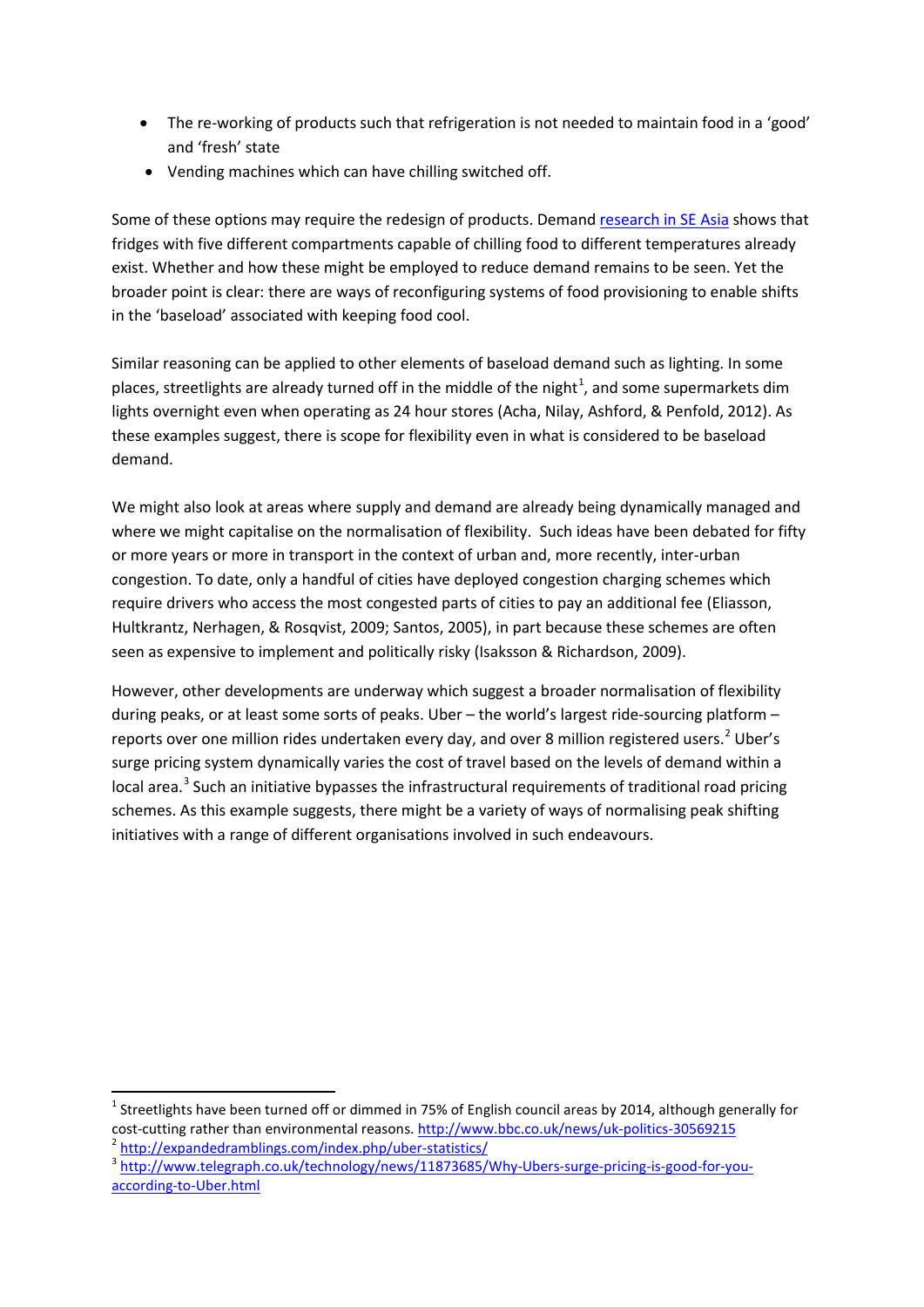- The re-working of products such that refrigeration is not needed to maintain food in a 'good' and 'fresh' state
- Vending machines which can have chilling switched off.

Some of these options may require the redesign of products. Demand research in SE Asia shows that fridges with five different compartments capable of chilling food to different temperatures already exist. Whether and how these might be employed to reduce demand remains to be seen. Yet the broader point is clear: there are ways of reconfiguring systems of food provisioning to enable shifts in the 'baseload' associated with keeping food cool.

Similar reasoning can be applied to other elements of baseload demand such as lighting. In some places, streetlights are already turned off in the middle of the night[1], and some supermarkets dim lights overnight even when operating as 24 hour stores (Acha, Nilay, Ashford, & Penfold, 2012). As these examples suggest, there is scope for flexibility even in what is considered to be baseload demand.

We might also look at areas where supply and demand are already being dynamically managed and where we might capitalise on the normalisation of flexibility. Such ideas have been debated for fifty or more years or more in transport in the context of urban and, more recently, inter-urban congestion. To date, only a handful of cities have deployed congestion charging schemes which require drivers who access the most congested parts of cities to pay an additional fee (Eliasson, Hultkrantz, Nerhagen, & Rosqvist, 2009; Santos, 2005), in part because these schemes are often seen as expensive to implement and politically risky (Isaksson & Richardson, 2009).

However, other developments are underway which suggest a broader normalisation of flexibility during peaks, or at least some sorts of peaks. Uber – the world's largest ride-sourcing platform – reports over one million rides undertaken every day, and over 8 million registered users.[2] Uber's surge pricing system dynamically varies the cost of travel based on the levels of demand within a local area.[3] Such an initiative bypasses the infrastructural requirements of traditional road pricing schemes. As this example suggests, there might be a variety of ways of normalising peak shifting initiatives with a range of different organisations involved in such endeavours.

---

[1] Streetlights have been turned off or dimmed in 75% of English council areas by 2014, although generally for cost-cutting rather than environmental reasons. http://www.bbc.co.uk/news/uk-politics-30569215

[2] http://expandedramblings.com/index.php/uber-statistics/

[3] http://www.telegraph.co.uk/technology/news/11873685/Why-Ubers-surge-pricing-is-good-for-you-according-to-Uber.html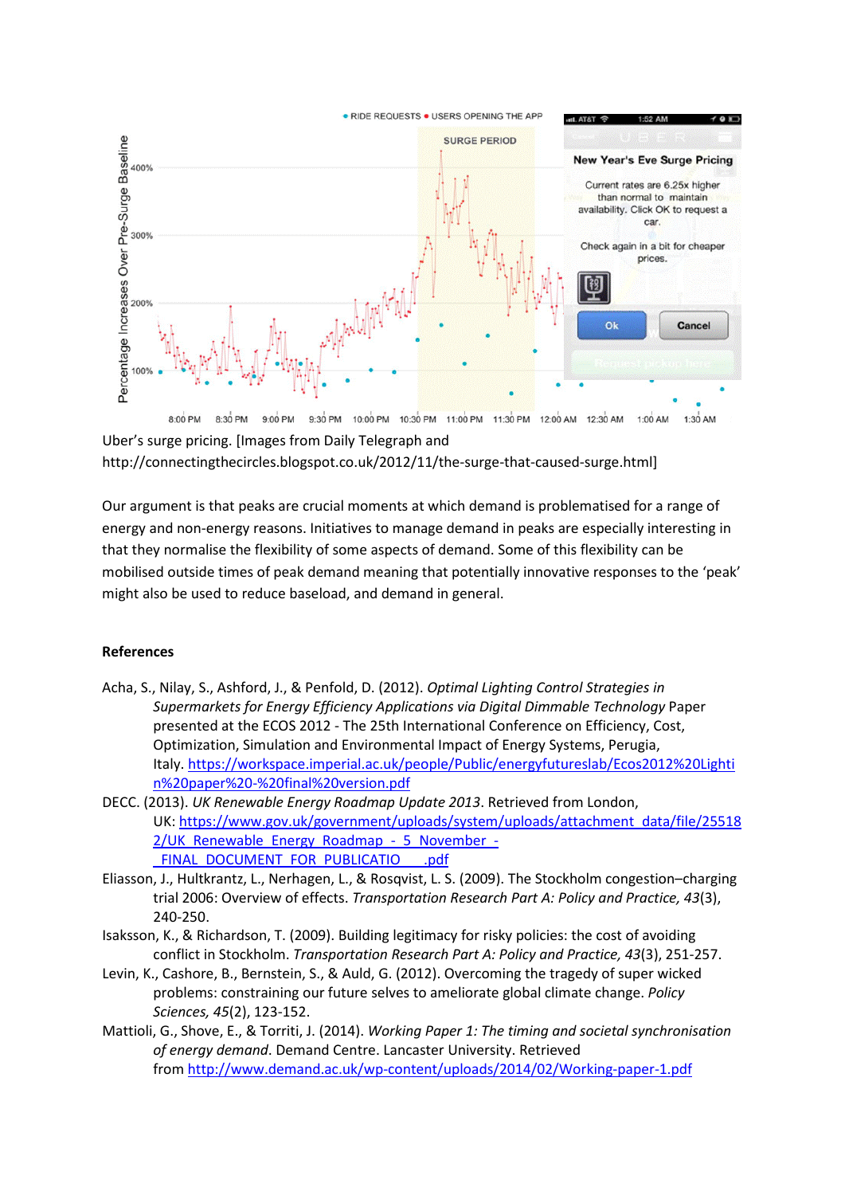Uber's surge pricing. [Images from Daily Telegraph and http://connectingthecircles.blogspot.co.uk/2012/11/the-surge-that-caused-surge.html]

Our argument is that peaks are crucial moments at which demand is problematised for a range of energy and non-energy reasons. Initiatives to manage demand in peaks are especially interesting in that they normalise the flexibility of some aspects of demand. Some of this flexibility can be mobilised outside times of peak demand meaning that potentially innovative responses to the 'peak' might also be used to reduce baseload, and demand in general.

**References**

Acha, S., Nilay, S., Ashford, J., & Penfold, D. (2012). *Optimal Lighting Control Strategies in Supermarkets for Energy Efficiency Applications via Digital Dimmable Technology* Paper presented at the ECOS 2012 - The 25th International Conference on Efficiency, Cost, Optimization, Simulation and Environmental Impact of Energy Systems, Perugia, Italy. https://workspace.imperial.ac.uk/people/Public/energyfutureslab/Ecos2012%20Lighting%20paper%20-%20final%20version.pdf

DECC. (2013). *UK Renewable Energy Roadmap Update 2013*. Retrieved from London, UK: https://www.gov.uk/government/uploads/system/uploads/attachment_data/file/255182/UK_Renewable_Energy_Roadmap_-_5_November_-_FINAL_DOCUMENT_FOR_PUBLICATIO___.pdf

Eliasson, J., Hultkrantz, L., Nerhagen, L., & Rosqvist, L. S. (2009). The Stockholm congestion–charging trial 2006: Overview of effects. *Transportation Research Part A: Policy and Practice, 43*(3), 240-250.

Isaksson, K., & Richardson, T. (2009). Building legitimacy for risky policies: the cost of avoiding conflict in Stockholm. *Transportation Research Part A: Policy and Practice, 43*(3), 251-257.

Levin, K., Cashore, B., Bernstein, S., & Auld, G. (2012). Overcoming the tragedy of super wicked problems: constraining our future selves to ameliorate global climate change. *Policy Sciences, 45*(2), 123-152.

Mattioli, G., Shove, E., & Torriti, J. (2014). *Working Paper 1: The timing and societal synchronisation of energy demand*. Demand Centre. Lancaster University. Retrieved from http://www.demand.ac.uk/wp-content/uploads/2014/02/Working-paper-1.pdf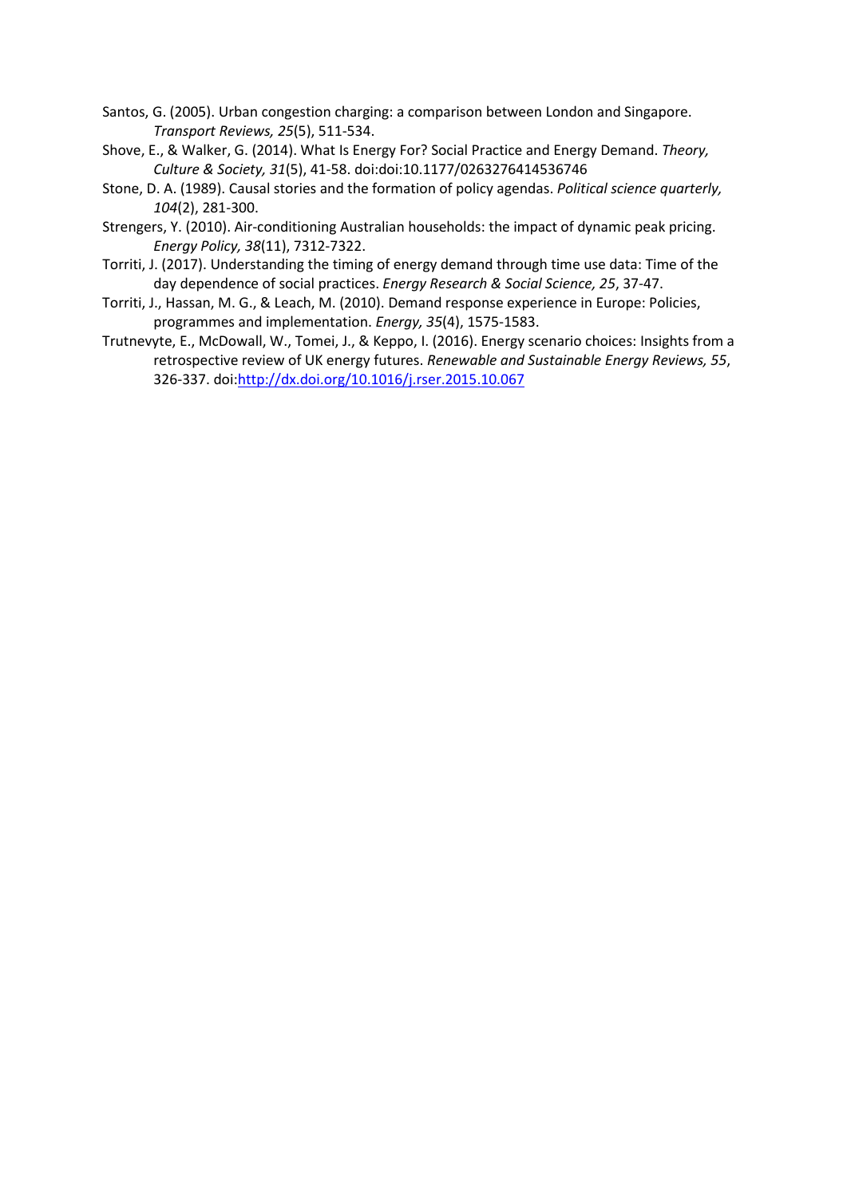Santos, G. (2005). Urban congestion charging: a comparison between London and Singapore. *Transport Reviews, 25*(5), 511-534.

Shove, E., & Walker, G. (2014). What Is Energy For? Social Practice and Energy Demand. *Theory, Culture & Society, 31*(5), 41-58. doi:doi:10.1177/0263276414536746

Stone, D. A. (1989). Causal stories and the formation of policy agendas. *Political science quarterly, 104*(2), 281-300.

Strengers, Y. (2010). Air-conditioning Australian households: the impact of dynamic peak pricing. *Energy Policy, 38*(11), 7312-7322.

Torriti, J. (2017). Understanding the timing of energy demand through time use data: Time of the day dependence of social practices. *Energy Research & Social Science, 25*, 37-47.

Torriti, J., Hassan, M. G., & Leach, M. (2010). Demand response experience in Europe: Policies, programmes and implementation. *Energy, 35*(4), 1575-1583.

Trutnevyte, E., McDowall, W., Tomei, J., & Keppo, I. (2016). Energy scenario choices: Insights from a retrospective review of UK energy futures. *Renewable and Sustainable Energy Reviews, 55*, 326-337. doi:http://dx.doi.org/10.1016/j.rser.2015.10.067